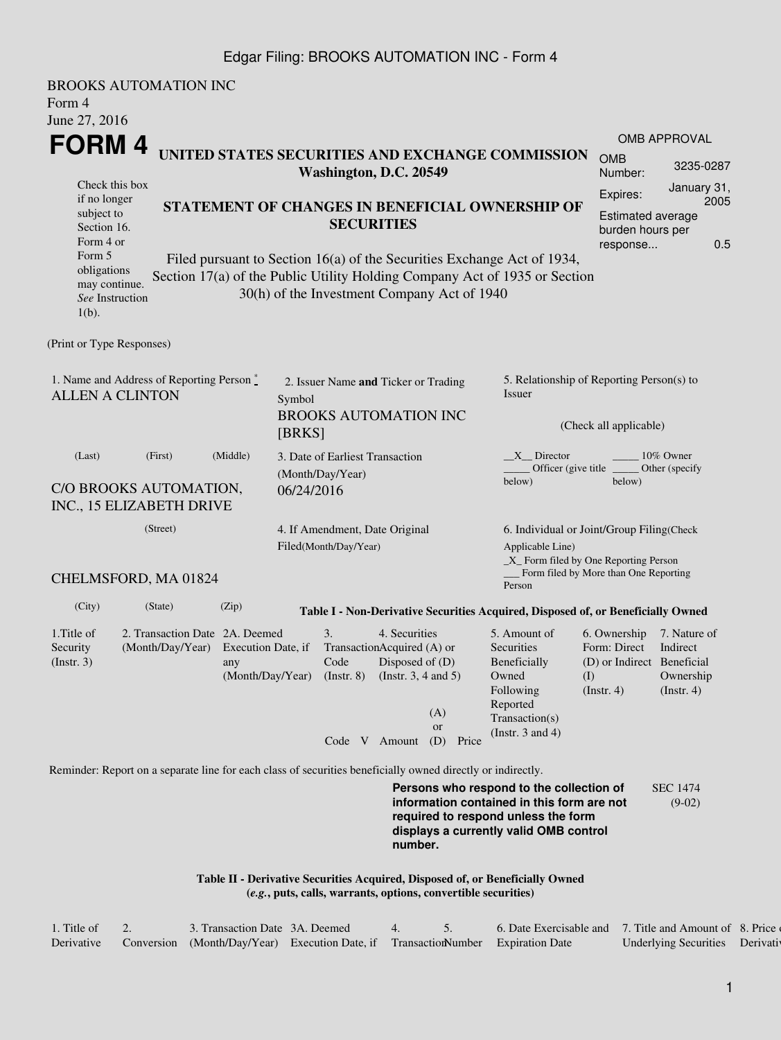BROOKS AUTOMATION INC
Form 4
June 27, 2016

# FORM 4

## UNITED STATES SECURITIES AND EXCHANGE COMMISSION
**Washington, D.C. 20549**

Check this box if no longer subject to Section 16. Form 4 or Form 5 obligations may continue. *See* Instruction 1(b).

## STATEMENT OF CHANGES IN BENEFICIAL OWNERSHIP OF SECURITIES

Filed pursuant to Section 16(a) of the Securities Exchange Act of 1934, Section 17(a) of the Public Utility Holding Company Act of 1935 or Section 30(h) of the Investment Company Act of 1940

| OMB APPROVAL | |
|---|---|
| OMB Number: | 3235-0287 |
| Expires: | January 31, 2005 |
| Estimated average burden hours per response... | 0.5 |

(Print or Type Responses)

1. Name and Address of Reporting Person *
ALLEN A CLINTON

(Last) (First) (Middle)

C/O BROOKS AUTOMATION, INC., 15 ELIZABETH DRIVE

(Street)

CHELMSFORD, MA 01824

(City) (State) (Zip)

2. Issuer Name **and** Ticker or Trading Symbol
BROOKS AUTOMATION INC [BRKS]

3. Date of Earliest Transaction (Month/Day/Year)
06/24/2016

4. If Amendment, Date Original Filed(Month/Day/Year)

5. Relationship of Reporting Person(s) to Issuer

(Check all applicable)

\_\_X\_\_ Director \_\_\_\_\_ 10% Owner
\_\_\_\_\_ Officer (give title below) \_\_\_\_\_ Other (specify below)

6. Individual or Joint/Group Filing(Check Applicable Line)
\_X\_ Form filed by One Reporting Person
\_\_\_ Form filed by More than One Reporting Person

**Table I - Non-Derivative Securities Acquired, Disposed of, or Beneficially Owned**

| 1.Title of Security (Instr. 3) | 2. Transaction Date (Month/Day/Year) | 2A. Deemed Execution Date, if any (Month/Day/Year) | 3. Transaction Code (Instr. 8) | | 4. Securities Acquired (A) or Disposed of (D) (Instr. 3, 4 and 5) | | | 5. Amount of Securities Beneficially Owned Following Reported Transaction(s) (Instr. 3 and 4) | 6. Ownership Form: Direct (D) or Indirect (I) (Instr. 4) | 7. Nature of Indirect Beneficial Ownership (Instr. 4) |
|---|---|---|---|---|---|---|---|---|---|---|
| | | | Code | V | Amount | (A) or (D) | Price | | | |

Reminder: Report on a separate line for each class of securities beneficially owned directly or indirectly.

**Persons who respond to the collection of information contained in this form are not required to respond unless the form displays a currently valid OMB control number.**

SEC 1474 (9-02)

**Table II - Derivative Securities Acquired, Disposed of, or Beneficially Owned**
**(*e.g.*, puts, calls, warrants, options, convertible securities)**

| 1. Title of Derivative | 2. Conversion | 3. Transaction Date (Month/Day/Year) | 3A. Deemed Execution Date, if | 4. Transaction | 5. Number | 6. Date Exercisable and Expiration Date | 7. Title and Amount of Underlying Securities | 8. Price of Derivative |
|---|---|---|---|---|---|---|---|---|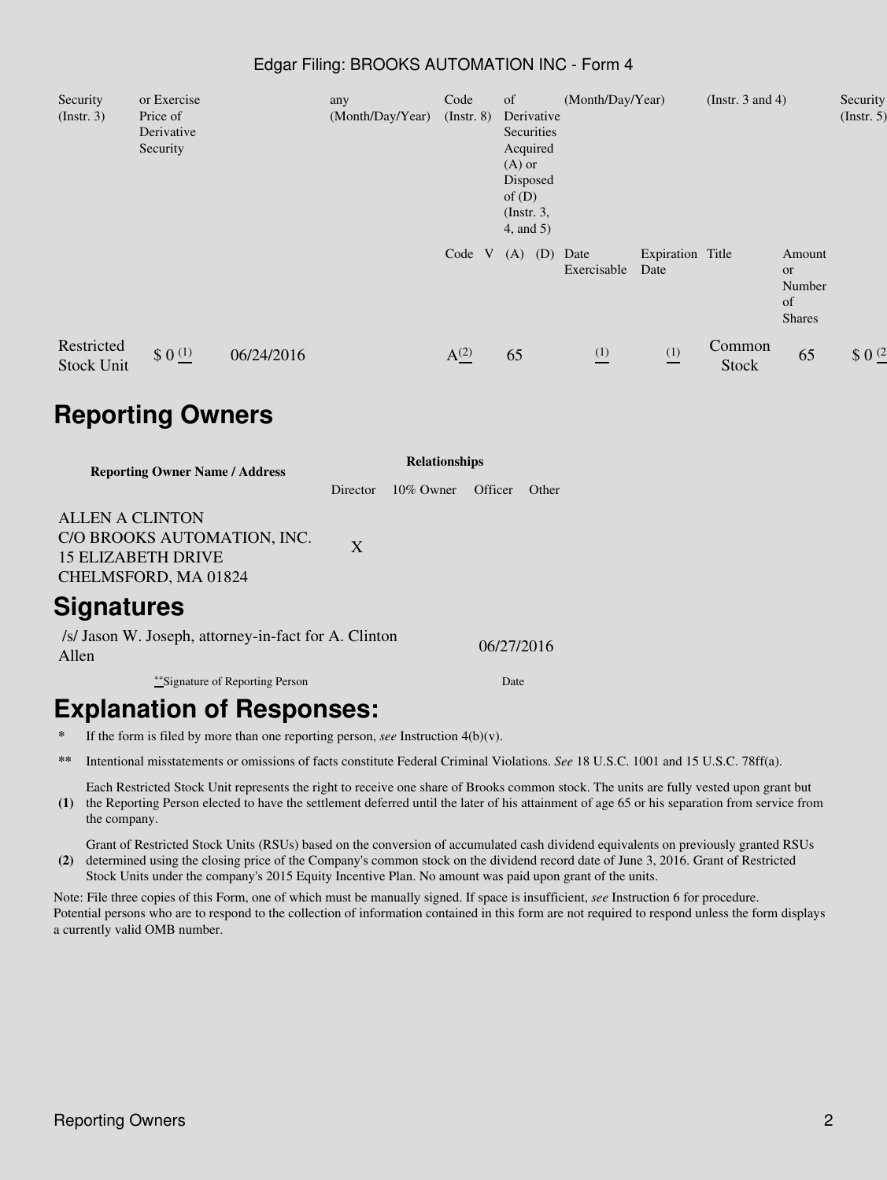| Security (Instr. 3) | or Exercise Price of Derivative Security | | any (Month/Day/Year) | Code (Instr. 8) | | of Derivative Securities Acquired (A) or Disposed of (D) (Instr. 3, 4, and 5) | | (Month/Day/Year) | | (Instr. 3 and 4) | | Security (Instr. 5) |
|---|---|---|---|---|---|---|---|---|---|---|---|---|
| | | | | Code | V | (A) | (D) | Date Exercisable | Expiration Date | Title | Amount or Number of Shares | |
| Restricted Stock Unit | $ 0 (1) | 06/24/2016 | | A (2) | | 65 | | (1) | (1) | Common Stock | 65 | $ 0 (2 |

# Reporting Owners

| Reporting Owner Name / Address | Relationships | | | |
|---|---|---|---|---|
| | Director | 10% Owner | Officer | Other |
| ALLEN A CLINTON<br>C/O BROOKS AUTOMATION, INC.<br>15 ELIZABETH DRIVE<br>CHELMSFORD, MA 01824 | X | | | |

# Signatures

| | |
|---|---|
| /s/ Jason W. Joseph, attorney-in-fact for A. Clinton Allen | 06/27/2016 |
| **Signature of Reporting Person | Date |

# Explanation of Responses:

* If the form is filed by more than one reporting person, *see* Instruction 4(b)(v).

** Intentional misstatements or omissions of facts constitute Federal Criminal Violations. *See* 18 U.S.C. 1001 and 15 U.S.C. 78ff(a).

**(1)** Each Restricted Stock Unit represents the right to receive one share of Brooks common stock. The units are fully vested upon grant but the Reporting Person elected to have the settlement deferred until the later of his attainment of age 65 or his separation from service from the company.

**(2)** Grant of Restricted Stock Units (RSUs) based on the conversion of accumulated cash dividend equivalents on previously granted RSUs determined using the closing price of the Company's common stock on the dividend record date of June 3, 2016. Grant of Restricted Stock Units under the company's 2015 Equity Incentive Plan. No amount was paid upon grant of the units.

Note: File three copies of this Form, one of which must be manually signed. If space is insufficient, *see* Instruction 6 for procedure.
Potential persons who are to respond to the collection of information contained in this form are not required to respond unless the form displays a currently valid OMB number.